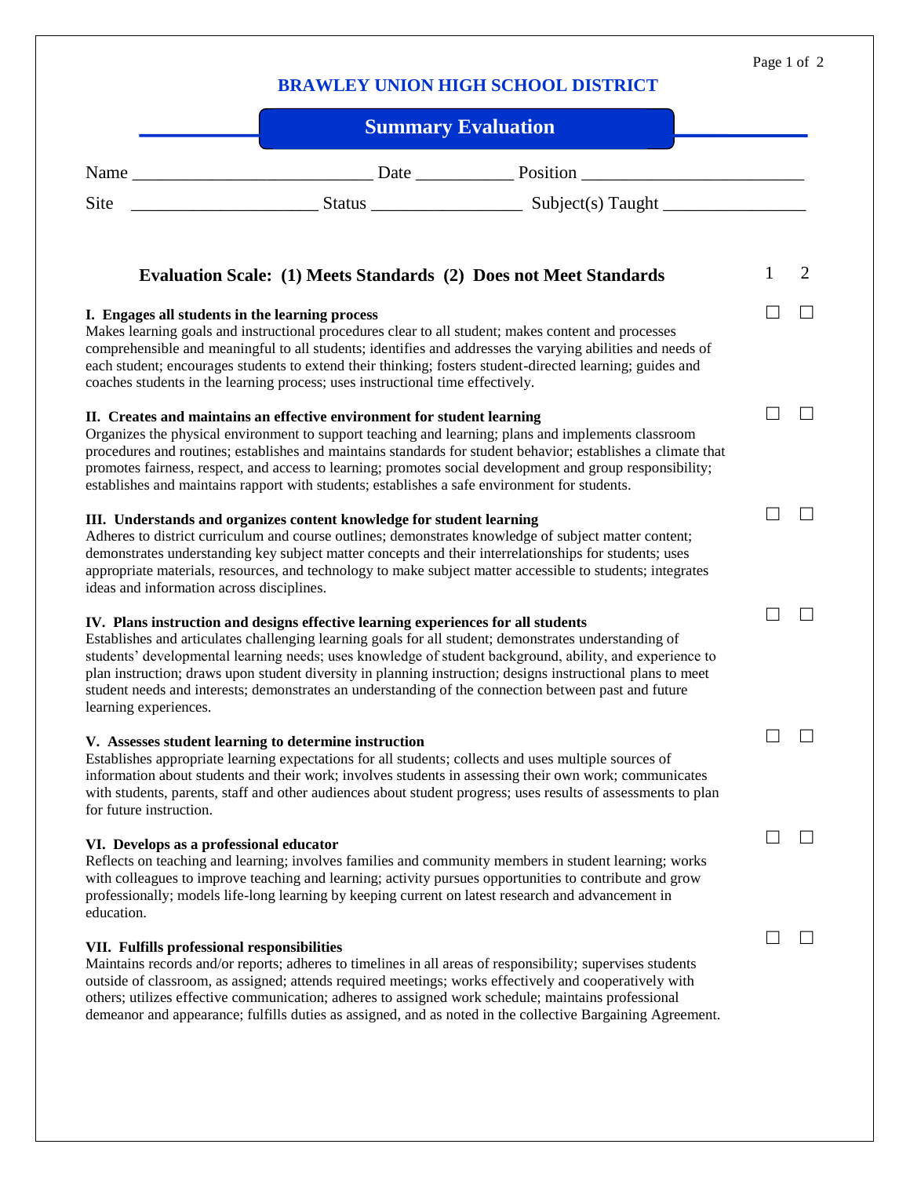# BRAWLEY UNION HIGH SCHOOL DISTRICT

## Summary Evaluation

Name ___________________________ Date ___________ Position ________________________

Site ______________________ Status _________________ Subject(s) Taught ________________

**Evaluation Scale: (1) Meets Standards (2) Does not Meet Standards**

| | 1 | 2 |
|---|---|---|
| **I. Engages all students in the learning process**<br>Makes learning goals and instructional procedures clear to all student; makes content and processes comprehensible and meaningful to all students; identifies and addresses the varying abilities and needs of each student; encourages students to extend their thinking; fosters student-directed learning; guides and coaches students in the learning process; uses instructional time effectively. | ☐ | ☐ |
| **II. Creates and maintains an effective environment for student learning**<br>Organizes the physical environment to support teaching and learning; plans and implements classroom procedures and routines; establishes and maintains standards for student behavior; establishes a climate that promotes fairness, respect, and access to learning; promotes social development and group responsibility; establishes and maintains rapport with students; establishes a safe environment for students. | ☐ | ☐ |
| **III. Understands and organizes content knowledge for student learning**<br>Adheres to district curriculum and course outlines; demonstrates knowledge of subject matter content; demonstrates understanding key subject matter concepts and their interrelationships for students; uses appropriate materials, resources, and technology to make subject matter accessible to students; integrates ideas and information across disciplines. | ☐ | ☐ |
| **IV. Plans instruction and designs effective learning experiences for all students**<br>Establishes and articulates challenging learning goals for all student; demonstrates understanding of students' developmental learning needs; uses knowledge of student background, ability, and experience to plan instruction; draws upon student diversity in planning instruction; designs instructional plans to meet student needs and interests; demonstrates an understanding of the connection between past and future learning experiences. | ☐ | ☐ |
| **V. Assesses student learning to determine instruction**<br>Establishes appropriate learning expectations for all students; collects and uses multiple sources of information about students and their work; involves students in assessing their own work; communicates with students, parents, staff and other audiences about student progress; uses results of assessments to plan for future instruction. | ☐ | ☐ |
| **VI. Develops as a professional educator**<br>Reflects on teaching and learning; involves families and community members in student learning; works with colleagues to improve teaching and learning; activity pursues opportunities to contribute and grow professionally; models life-long learning by keeping current on latest research and advancement in education. | ☐ | ☐ |
| **VII. Fulfills professional responsibilities**<br>Maintains records and/or reports; adheres to timelines in all areas of responsibility; supervises students outside of classroom, as assigned; attends required meetings; works effectively and cooperatively with others; utilizes effective communication; adheres to assigned work schedule; maintains professional demeanor and appearance; fulfills duties as assigned, and as noted in the collective Bargaining Agreement. | ☐ | ☐ |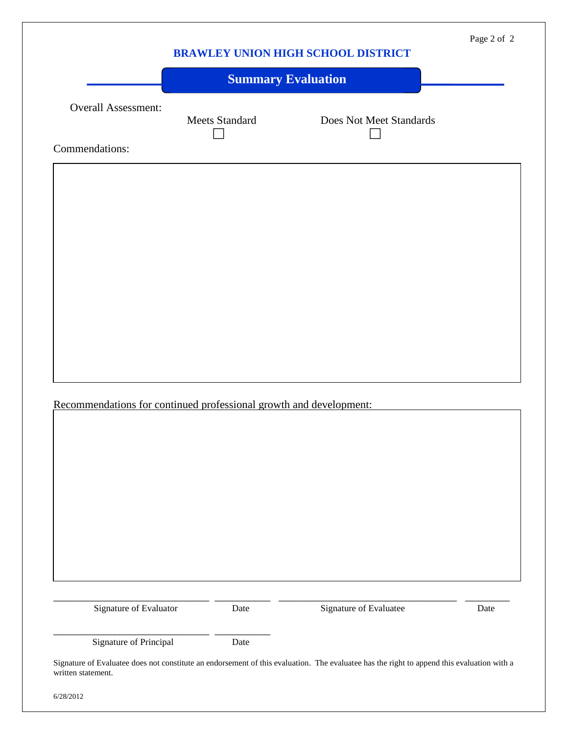## BRAWLEY UNION HIGH SCHOOL DISTRICT

### Summary Evaluation

Overall Assessment:

Meets Standard ☐ Does Not Meet Standards ☐

Commendations:

Recommendations for continued professional growth and development:

| | | | |
|---|---|---|---|
| ______________________________ | __________ | ______________________________ | ________ |
| Signature of Evaluator | Date | Signature of Evaluatee | Date |
| ______________________________ | __________ | | |
| Signature of Principal | Date | | |

Signature of Evaluatee does not constitute an endorsement of this evaluation. The evaluatee has the right to append this evaluation with a written statement.

6/28/2012